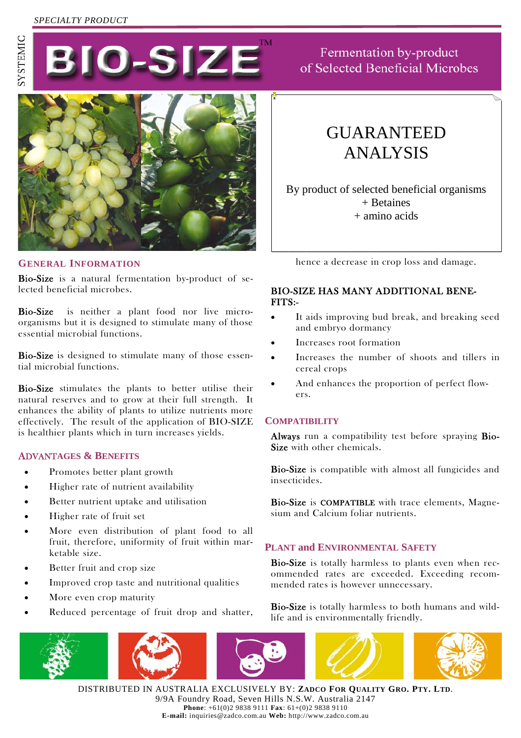SPECIALTY PRODUCT

SYSTEMIC

# BIO-SIZE™

Fermentation by-product of Selected Beneficial Microbes

## GUARANTEED ANALYSIS

By product of selected beneficial organisms
+ Betaines
+ amino acids

## General Information

**Bio-Size** is a natural fermentation by-product of selected beneficial microbes.

**Bio-Size** is neither a plant food nor live micro-organisms but it is designed to stimulate many of those essential microbial functions.

**Bio-Size** is designed to stimulate many of those essential microbial functions.

**Bio-Size** stimulates the plants to better utilise their natural reserves and to grow at their full strength. It enhances the ability of plants to utilize nutrients more effectively. The result of the application of BIO-SIZE is healthier plants which in turn increases yields.

## Advantages & Benefits

- Promotes better plant growth
- Higher rate of nutrient availability
- Better nutrient uptake and utilisation
- Higher rate of fruit set
- More even distribution of plant food to all fruit, therefore, uniformity of fruit within marketable size.
- Better fruit and crop size
- Improved crop taste and nutritional qualities
- More even crop maturity
- Reduced percentage of fruit drop and shatter, hence a decrease in crop loss and damage.

### BIO-SIZE HAS MANY ADDITIONAL BENEFITS:-

- It aids improving bud break, and breaking seed and embryo dormancy
- Increases root formation
- Increases the number of shoots and tillers in cereal crops
- And enhances the proportion of perfect flowers.

## Compatibility

**Always** run a compatibility test before spraying **Bio-Size** with other chemicals.

**Bio-Size** is compatible with almost all fungicides and insecticides.

**Bio-Size** is **COMPATIBLE** with trace elements, Magnesium and Calcium foliar nutrients.

## Plant and Environmental Safety

**Bio-Size** is totally harmless to plants even when recommended rates are exceeded. Exceeding recommended rates is however unnecessary.

**Bio-Size** is totally harmless to both humans and wildlife and is environmentally friendly.

DISTRIBUTED IN AUSTRALIA EXCLUSIVELY BY: **Zadco For Quality Gro. Pty. Ltd.**
9/9A Foundry Road, Seven Hills N.S.W. Australia 2147
**Phone**: +61(0)2 9838 9111 **Fax**: 61+(0)2 9838 9110
**E-mail:** inquiries@zadco.com.au **Web:** http://www.zadco.com.au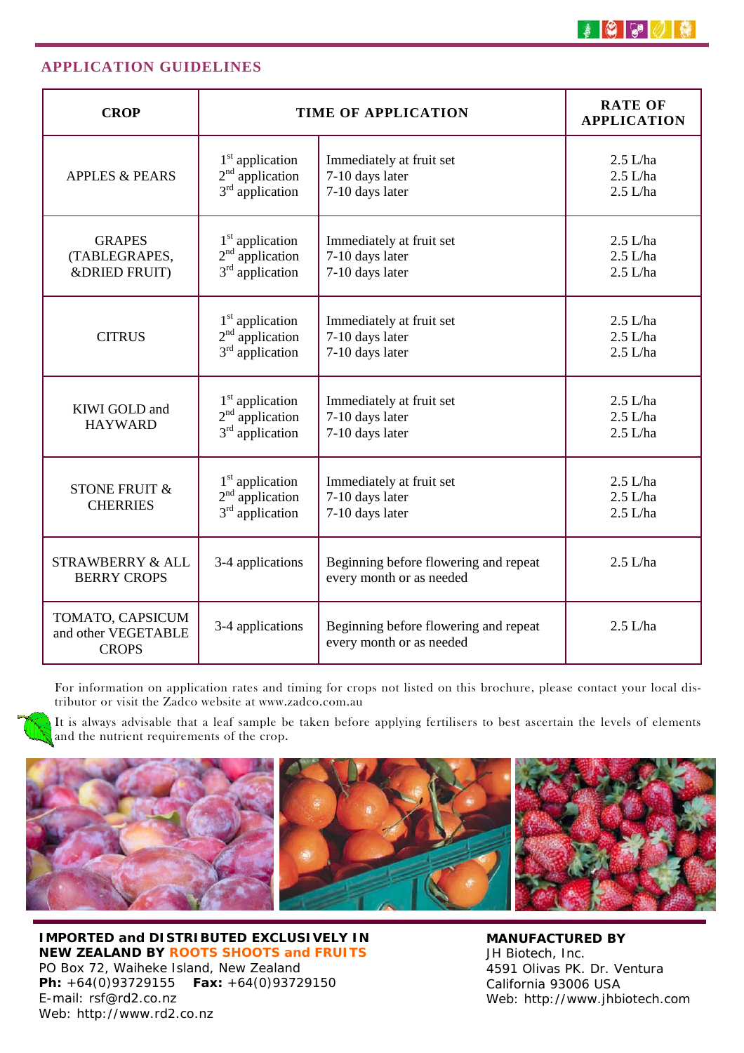## APPLICATION GUIDELINES

| CROP | TIME OF APPLICATION | | RATE OF APPLICATION |
|---|---|---|---|
| APPLES & PEARS | 1st application<br>2nd application<br>3rd application | Immediately at fruit set<br>7-10 days later<br>7-10 days later | 2.5 L/ha<br>2.5 L/ha<br>2.5 L/ha |
| GRAPES (TABLEGRAPES, &DRIED FRUIT) | 1st application<br>2nd application<br>3rd application | Immediately at fruit set<br>7-10 days later<br>7-10 days later | 2.5 L/ha<br>2.5 L/ha<br>2.5 L/ha |
| CITRUS | 1st application<br>2nd application<br>3rd application | Immediately at fruit set<br>7-10 days later<br>7-10 days later | 2.5 L/ha<br>2.5 L/ha<br>2.5 L/ha |
| KIWI GOLD and HAYWARD | 1st application<br>2nd application<br>3rd application | Immediately at fruit set<br>7-10 days later<br>7-10 days later | 2.5 L/ha<br>2.5 L/ha<br>2.5 L/ha |
| STONE FRUIT & CHERRIES | 1st application<br>2nd application<br>3rd application | Immediately at fruit set<br>7-10 days later<br>7-10 days later | 2.5 L/ha<br>2.5 L/ha<br>2.5 L/ha |
| STRAWBERRY & ALL BERRY CROPS | 3-4 applications | Beginning before flowering and repeat every month or as needed | 2.5 L/ha |
| TOMATO, CAPSICUM and other VEGETABLE CROPS | 3-4 applications | Beginning before flowering and repeat every month or as needed | 2.5 L/ha |

For information on application rates and timing for crops not listed on this brochure, please contact your local distributor or visit the Zadco website at www.zadco.com.au

It is always advisable that a leaf sample be taken before applying fertilisers to best ascertain the levels of elements and the nutrient requirements of the crop.

**IMPORTED and DISTRIBUTED EXCLUSIVELY IN NEW ZEALAND BY ROOTS SHOOTS and FRUITS**
PO Box 72, Waiheke Island, New Zealand
**Ph:** +64(0)93729155 **Fax:** +64(0)93729150
E-mail: rsf@rd2.co.nz
Web: http://www.rd2.co.nz

**MANUFACTURED BY**
JH Biotech, Inc.
4591 Olivas PK. Dr. Ventura
California 93006 USA
Web: http://www.jhbiotech.com